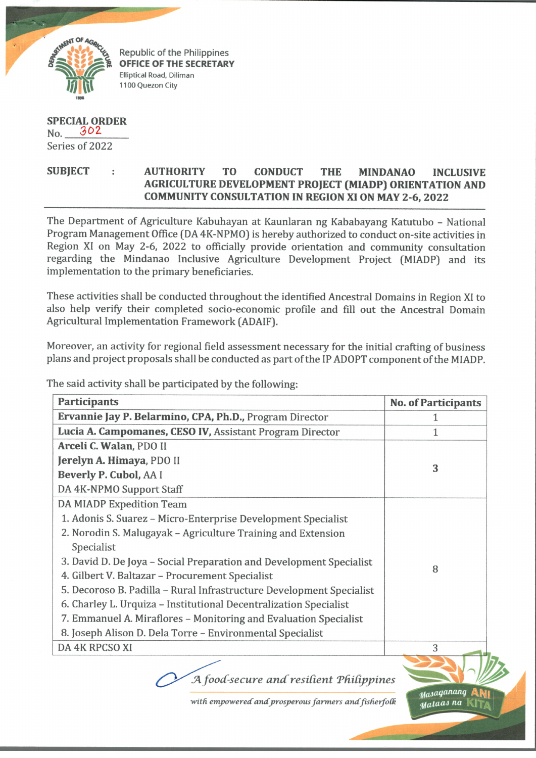Republic of the Philippines
**OFFICE OF THE SECRETARY**
Elliptical Road, Diliman
1100 Quezon City

**SPECIAL ORDER**
No. 302
Series of 2022

**SUBJECT : AUTHORITY TO CONDUCT THE MINDANAO INCLUSIVE AGRICULTURE DEVELOPMENT PROJECT (MIADP) ORIENTATION AND COMMUNITY CONSULTATION IN REGION XI ON MAY 2-6, 2022**

The Department of Agriculture Kabuhayan at Kaunlaran ng Kababayang Katutubo – National Program Management Office (DA 4K-NPMO) is hereby authorized to conduct on-site activities in Region XI on May 2-6, 2022 to officially provide orientation and community consultation regarding the Mindanao Inclusive Agriculture Development Project (MIADP) and its implementation to the primary beneficiaries.

These activities shall be conducted throughout the identified Ancestral Domains in Region XI to also help verify their completed socio-economic profile and fill out the Ancestral Domain Agricultural Implementation Framework (ADAIF).

Moreover, an activity for regional field assessment necessary for the initial crafting of business plans and project proposals shall be conducted as part of the IP ADOPT component of the MIADP.

The said activity shall be participated by the following:

| Participants | No. of Participants |
|---|---|
| **Ervannie Jay P. Belarmino, CPA, Ph.D.,** Program Director | 1 |
| **Lucia A. Campomanes, CESO IV,** Assistant Program Director | 1 |
| **Arceli C. Walan,** PDO II<br>**Jerelyn A. Himaya,** PDO II<br>**Beverly P. Cubol,** AA I<br>DA 4K-NPMO Support Staff | 3 |
| DA MIADP Expedition Team<br>1. Adonis S. Suarez – Micro-Enterprise Development Specialist<br>2. Norodin S. Malugayak – Agriculture Training and Extension Specialist<br>3. David D. De Joya – Social Preparation and Development Specialist<br>4. Gilbert V. Baltazar – Procurement Specialist<br>5. Decoroso B. Padilla – Rural Infrastructure Development Specialist<br>6. Charley L. Urquiza – Institutional Decentralization Specialist<br>7. Emmanuel A. Miraflores – Monitoring and Evaluation Specialist<br>8. Joseph Alison D. Dela Torre – Environmental Specialist | 8 |
| DA 4K RPCSO XI | 3 |

*A food-secure and resilient Philippines*
*with empowered and prosperous farmers and fisherfolk*

Masaganang ANI Mataas na KITA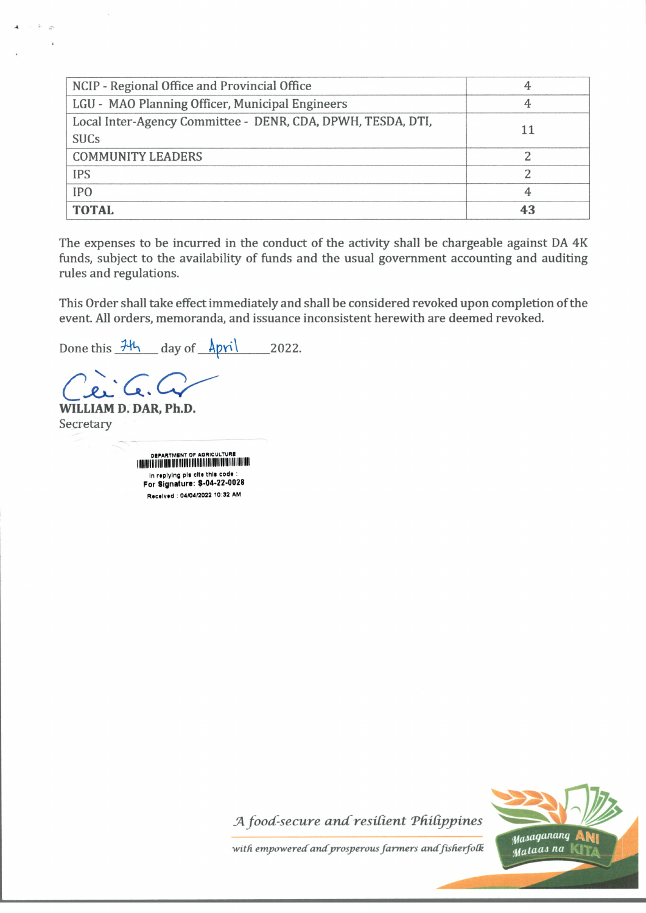| | |
|---|---|
| NCIP - Regional Office and Provincial Office | 4 |
| LGU - MAO Planning Officer, Municipal Engineers | 4 |
| Local Inter-Agency Committee - DENR, CDA, DPWH, TESDA, DTI, SUCs | 11 |
| COMMUNITY LEADERS | 2 |
| IPS | 2 |
| IPO | 4 |
| **TOTAL** | **43** |

The expenses to be incurred in the conduct of the activity shall be chargeable against DA 4K funds, subject to the availability of funds and the usual government accounting and auditing rules and regulations.

This Order shall take effect immediately and shall be considered revoked upon completion of the event. All orders, memoranda, and issuance inconsistent herewith are deemed revoked.

Done this 7th day of April 2022.

**WILLIAM D. DAR, Ph.D.**
Secretary

DEPARTMENT OF AGRICULTURE
In replying pls cite this code :
For Signature: S-04-22-0028
Received : 04/04/2022 10:32 AM

*A food-secure and resilient Philippines*
*with empowered and prosperous farmers and fisherfolk*

Masaganang ANI Mataas na KITA